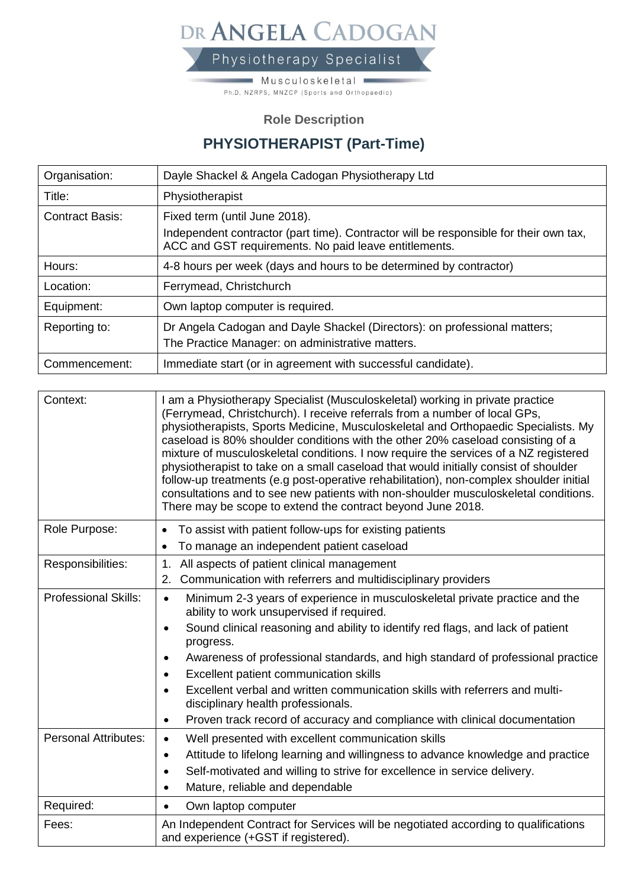# DR ANGELA CADOGAN

Physiotherapy Specialist

Musculoskeletal

Ph.D, NZRPS, MNZCP (Sports and Orthopaedic)

**Role Description**

## PHYSIOTHERAPIST (Part-Time)

| | |
|---|---|
| Organisation: | Dayle Shackel & Angela Cadogan Physiotherapy Ltd |
| Title: | Physiotherapist |
| Contract Basis: | Fixed term (until June 2018).<br>Independent contractor (part time). Contractor will be responsible for their own tax, ACC and GST requirements. No paid leave entitlements. |
| Hours: | 4-8 hours per week (days and hours to be determined by contractor) |
| Location: | Ferrymead, Christchurch |
| Equipment: | Own laptop computer is required. |
| Reporting to: | Dr Angela Cadogan and Dayle Shackel (Directors): on professional matters;<br>The Practice Manager: on administrative matters. |
| Commencement: | Immediate start (or in agreement with successful candidate). |

| | |
|---|---|
| Context: | I am a Physiotherapy Specialist (Musculoskeletal) working in private practice (Ferrymead, Christchurch). I receive referrals from a number of local GPs, physiotherapists, Sports Medicine, Musculoskeletal and Orthopaedic Specialists. My caseload is 80% shoulder conditions with the other 20% caseload consisting of a mixture of musculoskeletal conditions. I now require the services of a NZ registered physiotherapist to take on a small caseload that would initially consist of shoulder follow-up treatments (e.g post-operative rehabilitation), non-complex shoulder initial consultations and to see new patients with non-shoulder musculoskeletal conditions. There may be scope to extend the contract beyond June 2018. |
| Role Purpose: | • To assist with patient follow-ups for existing patients<br>• To manage an independent patient caseload |
| Responsibilities: | 1. All aspects of patient clinical management<br>2. Communication with referrers and multidisciplinary providers |
| Professional Skills: | • Minimum 2-3 years of experience in musculoskeletal private practice and the ability to work unsupervised if required.<br>• Sound clinical reasoning and ability to identify red flags, and lack of patient progress.<br>• Awareness of professional standards, and high standard of professional practice<br>• Excellent patient communication skills<br>• Excellent verbal and written communication skills with referrers and multi-disciplinary health professionals.<br>• Proven track record of accuracy and compliance with clinical documentation |
| Personal Attributes: | • Well presented with excellent communication skills<br>• Attitude to lifelong learning and willingness to advance knowledge and practice<br>• Self-motivated and willing to strive for excellence in service delivery.<br>• Mature, reliable and dependable |
| Required: | • Own laptop computer |
| Fees: | An Independent Contract for Services will be negotiated according to qualifications and experience (+GST if registered). |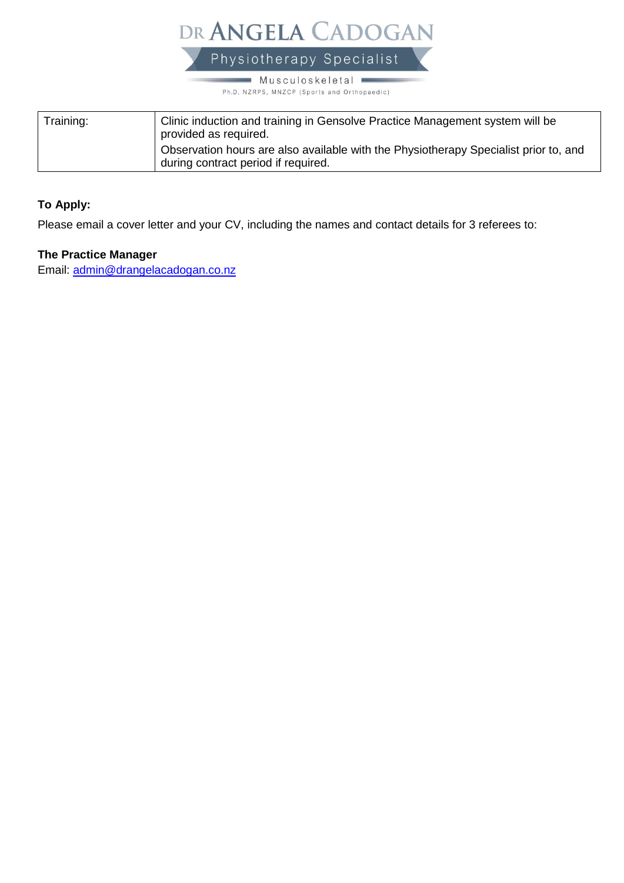| | |
|---|---|
| Training: | Clinic induction and training in Gensolve Practice Management system will be provided as required.<br>Observation hours are also available with the Physiotherapy Specialist prior to, and during contract period if required. |

**To Apply:**

Please email a cover letter and your CV, including the names and contact details for 3 referees to:

**The Practice Manager**
Email: admin@drangelacadogan.co.nz